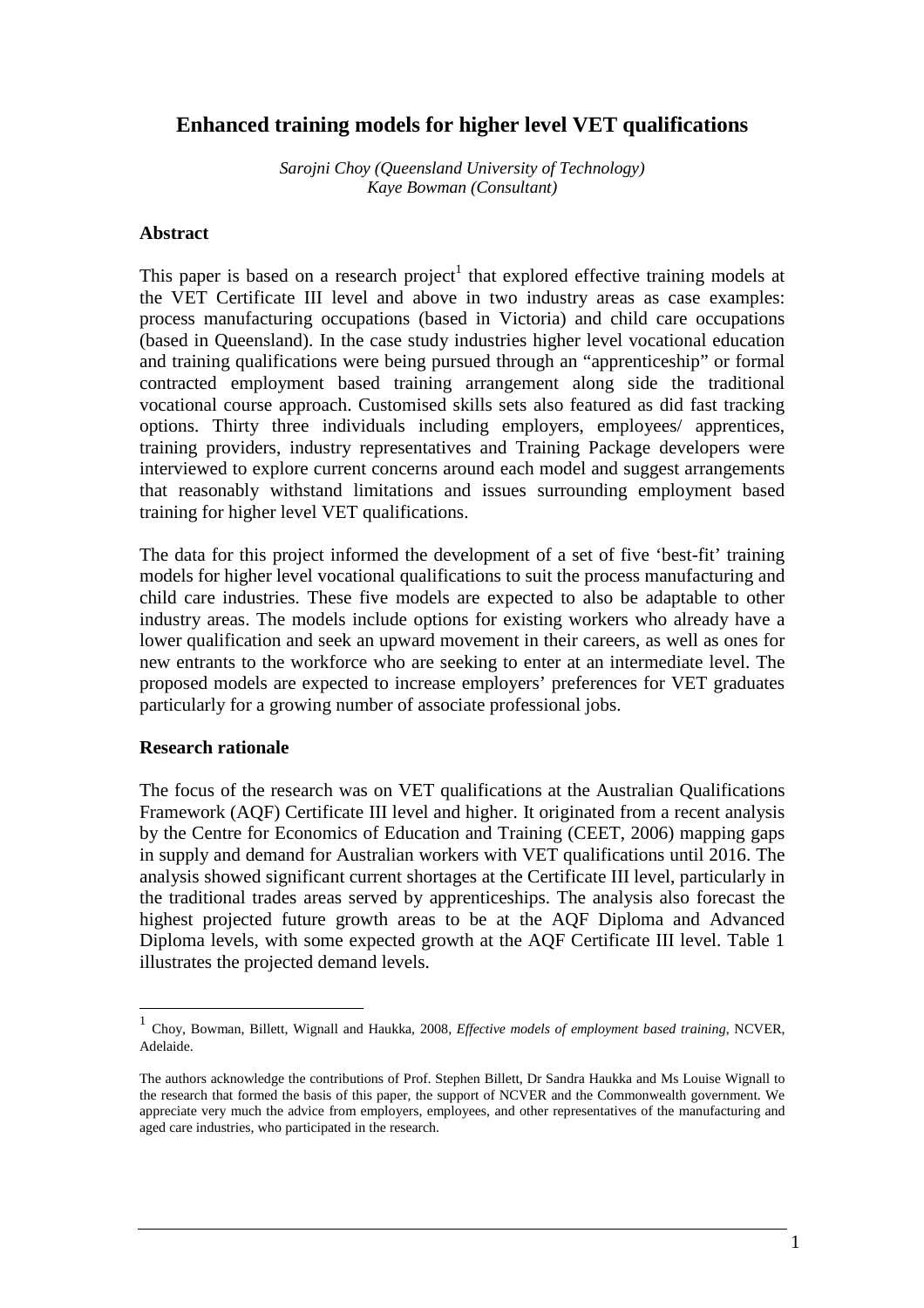# Enhanced training models for higher level VET qualifications

*Sarojni Choy (Queensland University of Technology)*
*Kaye Bowman (Consultant)*

## Abstract

This paper is based on a research project[1] that explored effective training models at the VET Certificate III level and above in two industry areas as case examples: process manufacturing occupations (based in Victoria) and child care occupations (based in Queensland). In the case study industries higher level vocational education and training qualifications were being pursued through an "apprenticeship" or formal contracted employment based training arrangement along side the traditional vocational course approach. Customised skills sets also featured as did fast tracking options. Thirty three individuals including employers, employees/ apprentices, training providers, industry representatives and Training Package developers were interviewed to explore current concerns around each model and suggest arrangements that reasonably withstand limitations and issues surrounding employment based training for higher level VET qualifications.

The data for this project informed the development of a set of five 'best-fit' training models for higher level vocational qualifications to suit the process manufacturing and child care industries. These five models are expected to also be adaptable to other industry areas. The models include options for existing workers who already have a lower qualification and seek an upward movement in their careers, as well as ones for new entrants to the workforce who are seeking to enter at an intermediate level. The proposed models are expected to increase employers' preferences for VET graduates particularly for a growing number of associate professional jobs.

## Research rationale

The focus of the research was on VET qualifications at the Australian Qualifications Framework (AQF) Certificate III level and higher. It originated from a recent analysis by the Centre for Economics of Education and Training (CEET, 2006) mapping gaps in supply and demand for Australian workers with VET qualifications until 2016. The analysis showed significant current shortages at the Certificate III level, particularly in the traditional trades areas served by apprenticeships. The analysis also forecast the highest projected future growth areas to be at the AQF Diploma and Advanced Diploma levels, with some expected growth at the AQF Certificate III level. Table 1 illustrates the projected demand levels.

---

[1] Choy, Bowman, Billett, Wignall and Haukka, 2008, *Effective models of employment based training*, NCVER, Adelaide.

The authors acknowledge the contributions of Prof. Stephen Billett, Dr Sandra Haukka and Ms Louise Wignall to the research that formed the basis of this paper, the support of NCVER and the Commonwealth government. We appreciate very much the advice from employers, employees, and other representatives of the manufacturing and aged care industries, who participated in the research.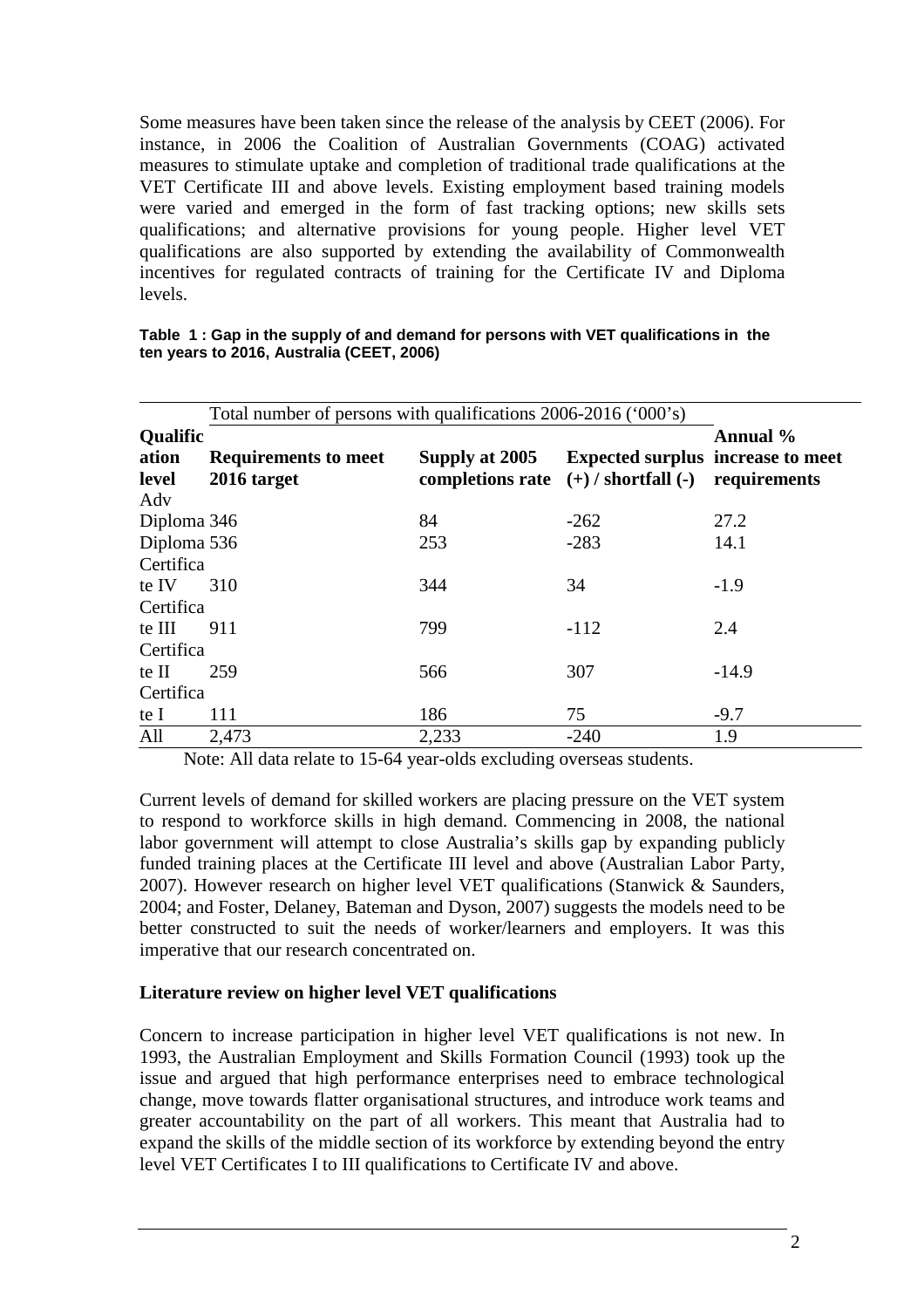Some measures have been taken since the release of the analysis by CEET (2006). For instance, in 2006 the Coalition of Australian Governments (COAG) activated measures to stimulate uptake and completion of traditional trade qualifications at the VET Certificate III and above levels. Existing employment based training models were varied and emerged in the form of fast tracking options; new skills sets qualifications; and alternative provisions for young people. Higher level VET qualifications are also supported by extending the availability of Commonwealth incentives for regulated contracts of training for the Certificate IV and Diploma levels.

**Table 1 : Gap in the supply of and demand for persons with VET qualifications in the ten years to 2016, Australia (CEET, 2006)**

| | Total number of persons with qualifications 2006-2016 ('000's) | | | |
|---|---|---|---|---|
| **Qualification level** | **Requirements to meet 2016 target** | **Supply at 2005 completions rate** | **Expected surplus (+) / shortfall (-)** | **Annual % increase to meet requirements** |
| Adv Diploma | 346 | 84 | -262 | 27.2 |
| Diploma | 536 | 253 | -283 | 14.1 |
| Certificate IV | 310 | 344 | 34 | -1.9 |
| Certificate III | 911 | 799 | -112 | 2.4 |
| Certificate II | 259 | 566 | 307 | -14.9 |
| Certificate I | 111 | 186 | 75 | -9.7 |
| All | 2,473 | 2,233 | -240 | 1.9 |

Note: All data relate to 15-64 year-olds excluding overseas students.

Current levels of demand for skilled workers are placing pressure on the VET system to respond to workforce skills in high demand. Commencing in 2008, the national labor government will attempt to close Australia's skills gap by expanding publicly funded training places at the Certificate III level and above (Australian Labor Party, 2007). However research on higher level VET qualifications (Stanwick & Saunders, 2004; and Foster, Delaney, Bateman and Dyson, 2007) suggests the models need to be better constructed to suit the needs of worker/learners and employers. It was this imperative that our research concentrated on.

## Literature review on higher level VET qualifications

Concern to increase participation in higher level VET qualifications is not new. In 1993, the Australian Employment and Skills Formation Council (1993) took up the issue and argued that high performance enterprises need to embrace technological change, move towards flatter organisational structures, and introduce work teams and greater accountability on the part of all workers. This meant that Australia had to expand the skills of the middle section of its workforce by extending beyond the entry level VET Certificates I to III qualifications to Certificate IV and above.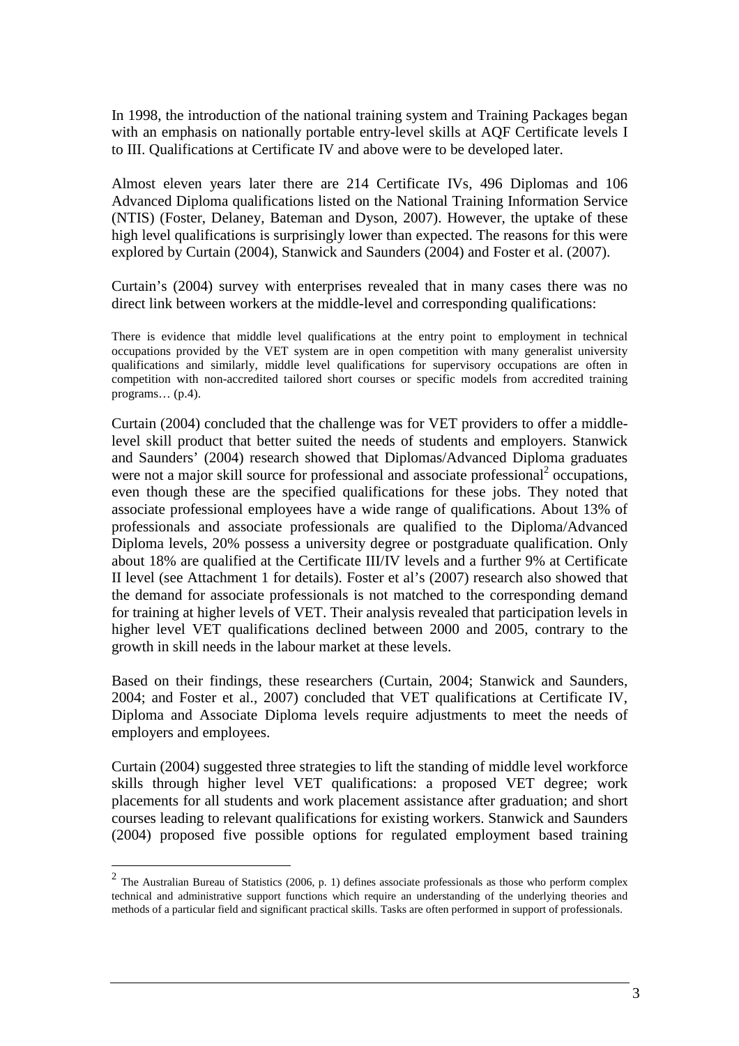In 1998, the introduction of the national training system and Training Packages began with an emphasis on nationally portable entry-level skills at AQF Certificate levels I to III. Qualifications at Certificate IV and above were to be developed later.

Almost eleven years later there are 214 Certificate IVs, 496 Diplomas and 106 Advanced Diploma qualifications listed on the National Training Information Service (NTIS) (Foster, Delaney, Bateman and Dyson, 2007). However, the uptake of these high level qualifications is surprisingly lower than expected. The reasons for this were explored by Curtain (2004), Stanwick and Saunders (2004) and Foster et al. (2007).

Curtain's (2004) survey with enterprises revealed that in many cases there was no direct link between workers at the middle-level and corresponding qualifications:

> There is evidence that middle level qualifications at the entry point to employment in technical occupations provided by the VET system are in open competition with many generalist university qualifications and similarly, middle level qualifications for supervisory occupations are often in competition with non-accredited tailored short courses or specific models from accredited training programs… (p.4).

Curtain (2004) concluded that the challenge was for VET providers to offer a middle-level skill product that better suited the needs of students and employers. Stanwick and Saunders' (2004) research showed that Diplomas/Advanced Diploma graduates were not a major skill source for professional and associate professional[2] occupations, even though these are the specified qualifications for these jobs. They noted that associate professional employees have a wide range of qualifications. About 13% of professionals and associate professionals are qualified to the Diploma/Advanced Diploma levels, 20% possess a university degree or postgraduate qualification. Only about 18% are qualified at the Certificate III/IV levels and a further 9% at Certificate II level (see Attachment 1 for details). Foster et al's (2007) research also showed that the demand for associate professionals is not matched to the corresponding demand for training at higher levels of VET. Their analysis revealed that participation levels in higher level VET qualifications declined between 2000 and 2005, contrary to the growth in skill needs in the labour market at these levels.

Based on their findings, these researchers (Curtain, 2004; Stanwick and Saunders, 2004; and Foster et al., 2007) concluded that VET qualifications at Certificate IV, Diploma and Associate Diploma levels require adjustments to meet the needs of employers and employees.

Curtain (2004) suggested three strategies to lift the standing of middle level workforce skills through higher level VET qualifications: a proposed VET degree; work placements for all students and work placement assistance after graduation; and short courses leading to relevant qualifications for existing workers. Stanwick and Saunders (2004) proposed five possible options for regulated employment based training

[2] The Australian Bureau of Statistics (2006, p. 1) defines associate professionals as those who perform complex technical and administrative support functions which require an understanding of the underlying theories and methods of a particular field and significant practical skills. Tasks are often performed in support of professionals.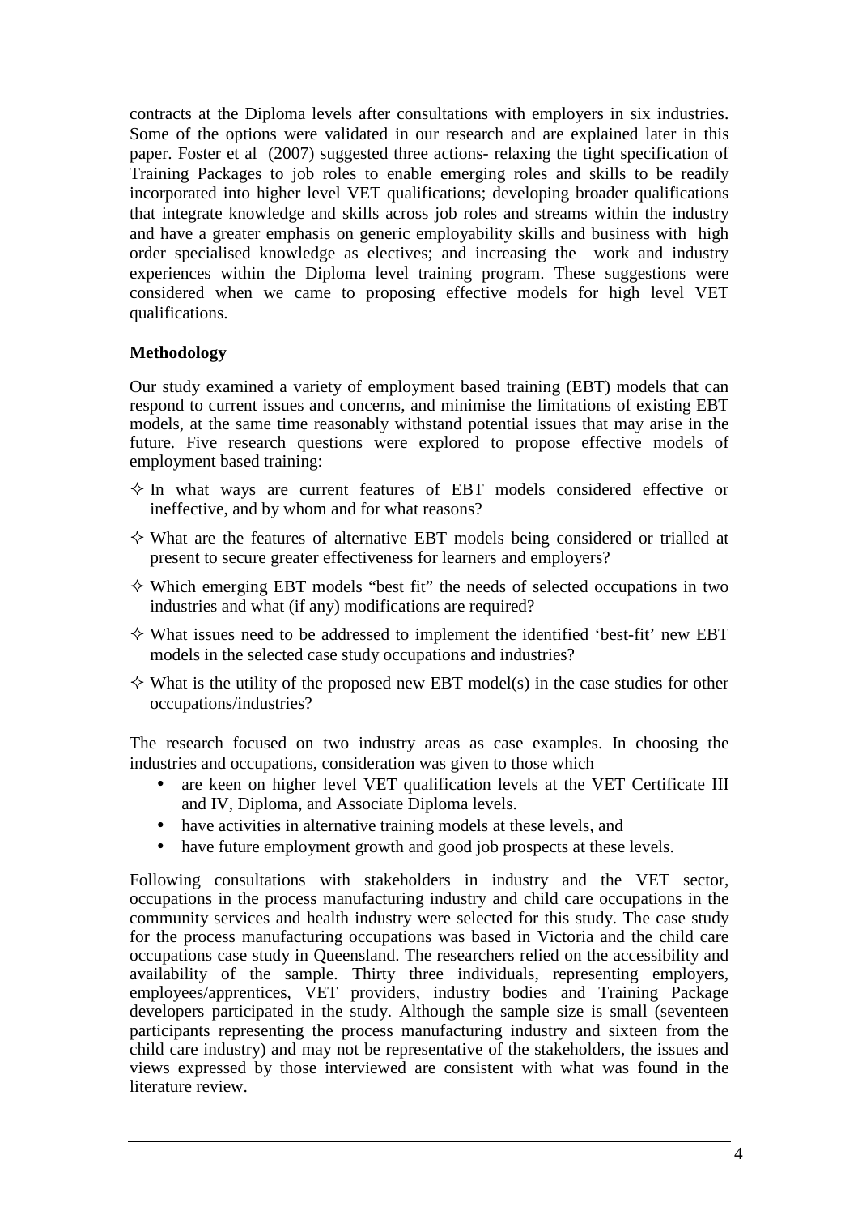contracts at the Diploma levels after consultations with employers in six industries. Some of the options were validated in our research and are explained later in this paper. Foster et al (2007) suggested three actions- relaxing the tight specification of Training Packages to job roles to enable emerging roles and skills to be readily incorporated into higher level VET qualifications; developing broader qualifications that integrate knowledge and skills across job roles and streams within the industry and have a greater emphasis on generic employability skills and business with high order specialised knowledge as electives; and increasing the work and industry experiences within the Diploma level training program. These suggestions were considered when we came to proposing effective models for high level VET qualifications.

**Methodology**

Our study examined a variety of employment based training (EBT) models that can respond to current issues and concerns, and minimise the limitations of existing EBT models, at the same time reasonably withstand potential issues that may arise in the future. Five research questions were explored to propose effective models of employment based training:

- In what ways are current features of EBT models considered effective or ineffective, and by whom and for what reasons?
- What are the features of alternative EBT models being considered or trialled at present to secure greater effectiveness for learners and employers?
- Which emerging EBT models "best fit" the needs of selected occupations in two industries and what (if any) modifications are required?
- What issues need to be addressed to implement the identified 'best-fit' new EBT models in the selected case study occupations and industries?
- What is the utility of the proposed new EBT model(s) in the case studies for other occupations/industries?

The research focused on two industry areas as case examples. In choosing the industries and occupations, consideration was given to those which

- are keen on higher level VET qualification levels at the VET Certificate III and IV, Diploma, and Associate Diploma levels.
- have activities in alternative training models at these levels, and
- have future employment growth and good job prospects at these levels.

Following consultations with stakeholders in industry and the VET sector, occupations in the process manufacturing industry and child care occupations in the community services and health industry were selected for this study. The case study for the process manufacturing occupations was based in Victoria and the child care occupations case study in Queensland. The researchers relied on the accessibility and availability of the sample. Thirty three individuals, representing employers, employees/apprentices, VET providers, industry bodies and Training Package developers participated in the study. Although the sample size is small (seventeen participants representing the process manufacturing industry and sixteen from the child care industry) and may not be representative of the stakeholders, the issues and views expressed by those interviewed are consistent with what was found in the literature review.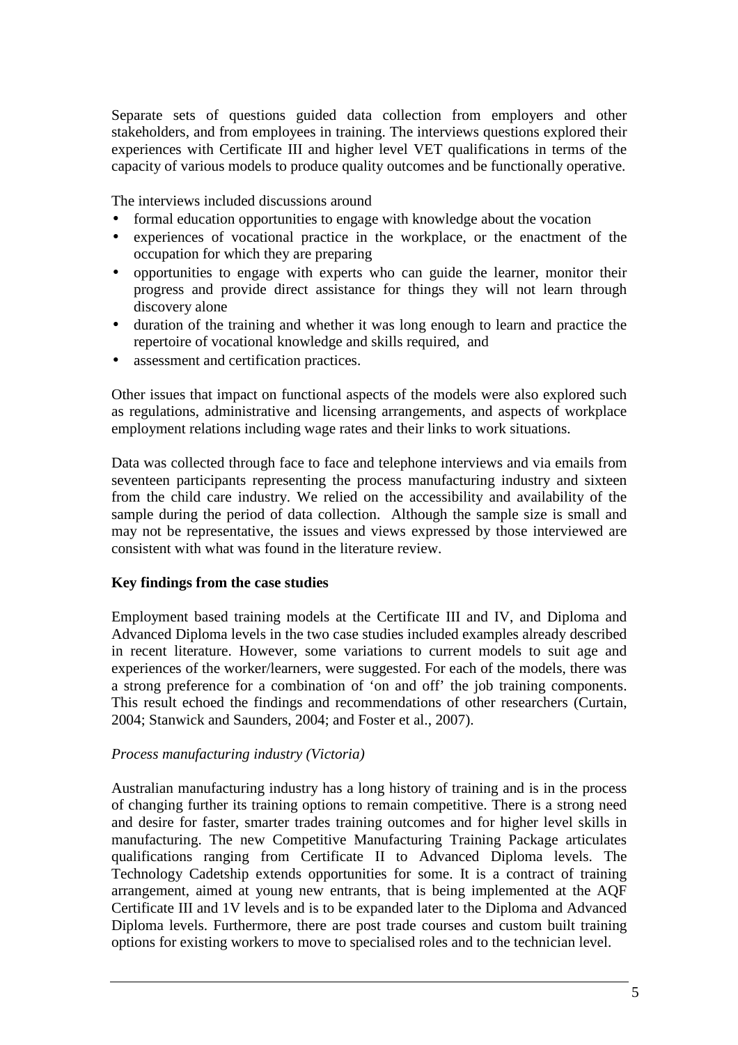Separate sets of questions guided data collection from employers and other stakeholders, and from employees in training. The interviews questions explored their experiences with Certificate III and higher level VET qualifications in terms of the capacity of various models to produce quality outcomes and be functionally operative.

The interviews included discussions around

- formal education opportunities to engage with knowledge about the vocation
- experiences of vocational practice in the workplace, or the enactment of the occupation for which they are preparing
- opportunities to engage with experts who can guide the learner, monitor their progress and provide direct assistance for things they will not learn through discovery alone
- duration of the training and whether it was long enough to learn and practice the repertoire of vocational knowledge and skills required, and
- assessment and certification practices.

Other issues that impact on functional aspects of the models were also explored such as regulations, administrative and licensing arrangements, and aspects of workplace employment relations including wage rates and their links to work situations.

Data was collected through face to face and telephone interviews and via emails from seventeen participants representing the process manufacturing industry and sixteen from the child care industry. We relied on the accessibility and availability of the sample during the period of data collection. Although the sample size is small and may not be representative, the issues and views expressed by those interviewed are consistent with what was found in the literature review.

**Key findings from the case studies**

Employment based training models at the Certificate III and IV, and Diploma and Advanced Diploma levels in the two case studies included examples already described in recent literature. However, some variations to current models to suit age and experiences of the worker/learners, were suggested. For each of the models, there was a strong preference for a combination of 'on and off' the job training components. This result echoed the findings and recommendations of other researchers (Curtain, 2004; Stanwick and Saunders, 2004; and Foster et al., 2007).

*Process manufacturing industry (Victoria)*

Australian manufacturing industry has a long history of training and is in the process of changing further its training options to remain competitive. There is a strong need and desire for faster, smarter trades training outcomes and for higher level skills in manufacturing. The new Competitive Manufacturing Training Package articulates qualifications ranging from Certificate II to Advanced Diploma levels. The Technology Cadetship extends opportunities for some. It is a contract of training arrangement, aimed at young new entrants, that is being implemented at the AQF Certificate III and 1V levels and is to be expanded later to the Diploma and Advanced Diploma levels. Furthermore, there are post trade courses and custom built training options for existing workers to move to specialised roles and to the technician level.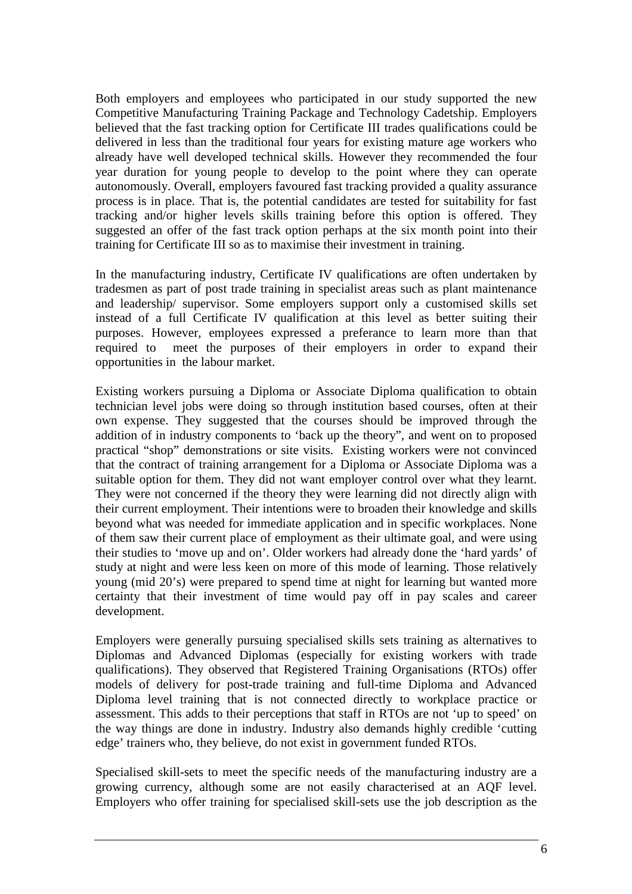Both employers and employees who participated in our study supported the new Competitive Manufacturing Training Package and Technology Cadetship. Employers believed that the fast tracking option for Certificate III trades qualifications could be delivered in less than the traditional four years for existing mature age workers who already have well developed technical skills. However they recommended the four year duration for young people to develop to the point where they can operate autonomously. Overall, employers favoured fast tracking provided a quality assurance process is in place. That is, the potential candidates are tested for suitability for fast tracking and/or higher levels skills training before this option is offered. They suggested an offer of the fast track option perhaps at the six month point into their training for Certificate III so as to maximise their investment in training.

In the manufacturing industry, Certificate IV qualifications are often undertaken by tradesmen as part of post trade training in specialist areas such as plant maintenance and leadership/ supervisor. Some employers support only a customised skills set instead of a full Certificate IV qualification at this level as better suiting their purposes. However, employees expressed a preferance to learn more than that required to meet the purposes of their employers in order to expand their opportunities in the labour market.

Existing workers pursuing a Diploma or Associate Diploma qualification to obtain technician level jobs were doing so through institution based courses, often at their own expense. They suggested that the courses should be improved through the addition of in industry components to 'back up the theory", and went on to proposed practical "shop" demonstrations or site visits. Existing workers were not convinced that the contract of training arrangement for a Diploma or Associate Diploma was a suitable option for them. They did not want employer control over what they learnt. They were not concerned if the theory they were learning did not directly align with their current employment. Their intentions were to broaden their knowledge and skills beyond what was needed for immediate application and in specific workplaces. None of them saw their current place of employment as their ultimate goal, and were using their studies to 'move up and on'. Older workers had already done the 'hard yards' of study at night and were less keen on more of this mode of learning. Those relatively young (mid 20's) were prepared to spend time at night for learning but wanted more certainty that their investment of time would pay off in pay scales and career development.

Employers were generally pursuing specialised skills sets training as alternatives to Diplomas and Advanced Diplomas (especially for existing workers with trade qualifications). They observed that Registered Training Organisations (RTOs) offer models of delivery for post-trade training and full-time Diploma and Advanced Diploma level training that is not connected directly to workplace practice or assessment. This adds to their perceptions that staff in RTOs are not 'up to speed' on the way things are done in industry. Industry also demands highly credible 'cutting edge' trainers who, they believe, do not exist in government funded RTOs.

Specialised skill-sets to meet the specific needs of the manufacturing industry are a growing currency, although some are not easily characterised at an AQF level. Employers who offer training for specialised skill-sets use the job description as the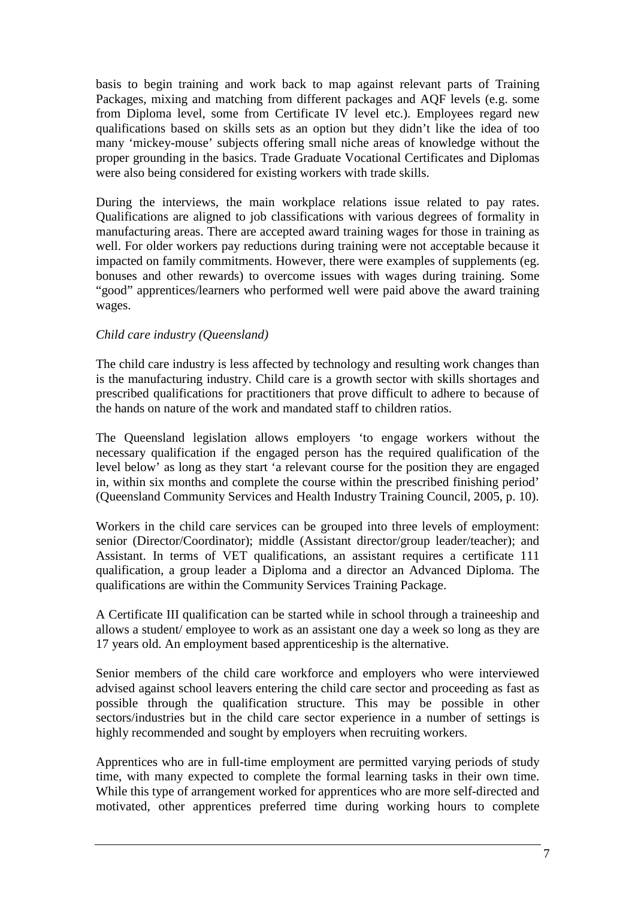basis to begin training and work back to map against relevant parts of Training Packages, mixing and matching from different packages and AQF levels (e.g. some from Diploma level, some from Certificate IV level etc.). Employees regard new qualifications based on skills sets as an option but they didn't like the idea of too many 'mickey-mouse' subjects offering small niche areas of knowledge without the proper grounding in the basics. Trade Graduate Vocational Certificates and Diplomas were also being considered for existing workers with trade skills.

During the interviews, the main workplace relations issue related to pay rates. Qualifications are aligned to job classifications with various degrees of formality in manufacturing areas. There are accepted award training wages for those in training as well. For older workers pay reductions during training were not acceptable because it impacted on family commitments. However, there were examples of supplements (eg. bonuses and other rewards) to overcome issues with wages during training. Some "good" apprentices/learners who performed well were paid above the award training wages.

*Child care industry (Queensland)*

The child care industry is less affected by technology and resulting work changes than is the manufacturing industry. Child care is a growth sector with skills shortages and prescribed qualifications for practitioners that prove difficult to adhere to because of the hands on nature of the work and mandated staff to children ratios.

The Queensland legislation allows employers 'to engage workers without the necessary qualification if the engaged person has the required qualification of the level below' as long as they start 'a relevant course for the position they are engaged in, within six months and complete the course within the prescribed finishing period' (Queensland Community Services and Health Industry Training Council, 2005, p. 10).

Workers in the child care services can be grouped into three levels of employment: senior (Director/Coordinator); middle (Assistant director/group leader/teacher); and Assistant. In terms of VET qualifications, an assistant requires a certificate 111 qualification, a group leader a Diploma and a director an Advanced Diploma. The qualifications are within the Community Services Training Package.

A Certificate III qualification can be started while in school through a traineeship and allows a student/ employee to work as an assistant one day a week so long as they are 17 years old. An employment based apprenticeship is the alternative.

Senior members of the child care workforce and employers who were interviewed advised against school leavers entering the child care sector and proceeding as fast as possible through the qualification structure. This may be possible in other sectors/industries but in the child care sector experience in a number of settings is highly recommended and sought by employers when recruiting workers.

Apprentices who are in full-time employment are permitted varying periods of study time, with many expected to complete the formal learning tasks in their own time. While this type of arrangement worked for apprentices who are more self-directed and motivated, other apprentices preferred time during working hours to complete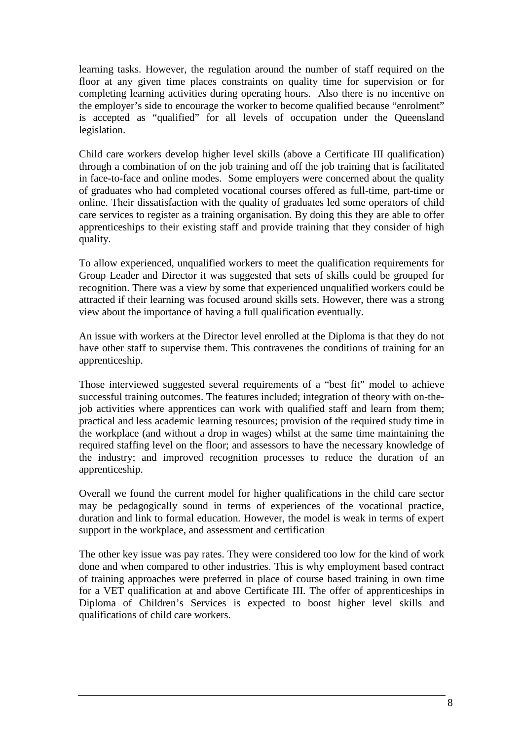learning tasks. However, the regulation around the number of staff required on the floor at any given time places constraints on quality time for supervision or for completing learning activities during operating hours. Also there is no incentive on the employer's side to encourage the worker to become qualified because "enrolment" is accepted as "qualified" for all levels of occupation under the Queensland legislation.

Child care workers develop higher level skills (above a Certificate III qualification) through a combination of on the job training and off the job training that is facilitated in face-to-face and online modes. Some employers were concerned about the quality of graduates who had completed vocational courses offered as full-time, part-time or online. Their dissatisfaction with the quality of graduates led some operators of child care services to register as a training organisation. By doing this they are able to offer apprenticeships to their existing staff and provide training that they consider of high quality.

To allow experienced, unqualified workers to meet the qualification requirements for Group Leader and Director it was suggested that sets of skills could be grouped for recognition. There was a view by some that experienced unqualified workers could be attracted if their learning was focused around skills sets. However, there was a strong view about the importance of having a full qualification eventually.

An issue with workers at the Director level enrolled at the Diploma is that they do not have other staff to supervise them. This contravenes the conditions of training for an apprenticeship.

Those interviewed suggested several requirements of a "best fit" model to achieve successful training outcomes. The features included; integration of theory with on-the-job activities where apprentices can work with qualified staff and learn from them; practical and less academic learning resources; provision of the required study time in the workplace (and without a drop in wages) whilst at the same time maintaining the required staffing level on the floor; and assessors to have the necessary knowledge of the industry; and improved recognition processes to reduce the duration of an apprenticeship.

Overall we found the current model for higher qualifications in the child care sector may be pedagogically sound in terms of experiences of the vocational practice, duration and link to formal education. However, the model is weak in terms of expert support in the workplace, and assessment and certification

The other key issue was pay rates. They were considered too low for the kind of work done and when compared to other industries. This is why employment based contract of training approaches were preferred in place of course based training in own time for a VET qualification at and above Certificate III. The offer of apprenticeships in Diploma of Children's Services is expected to boost higher level skills and qualifications of child care workers.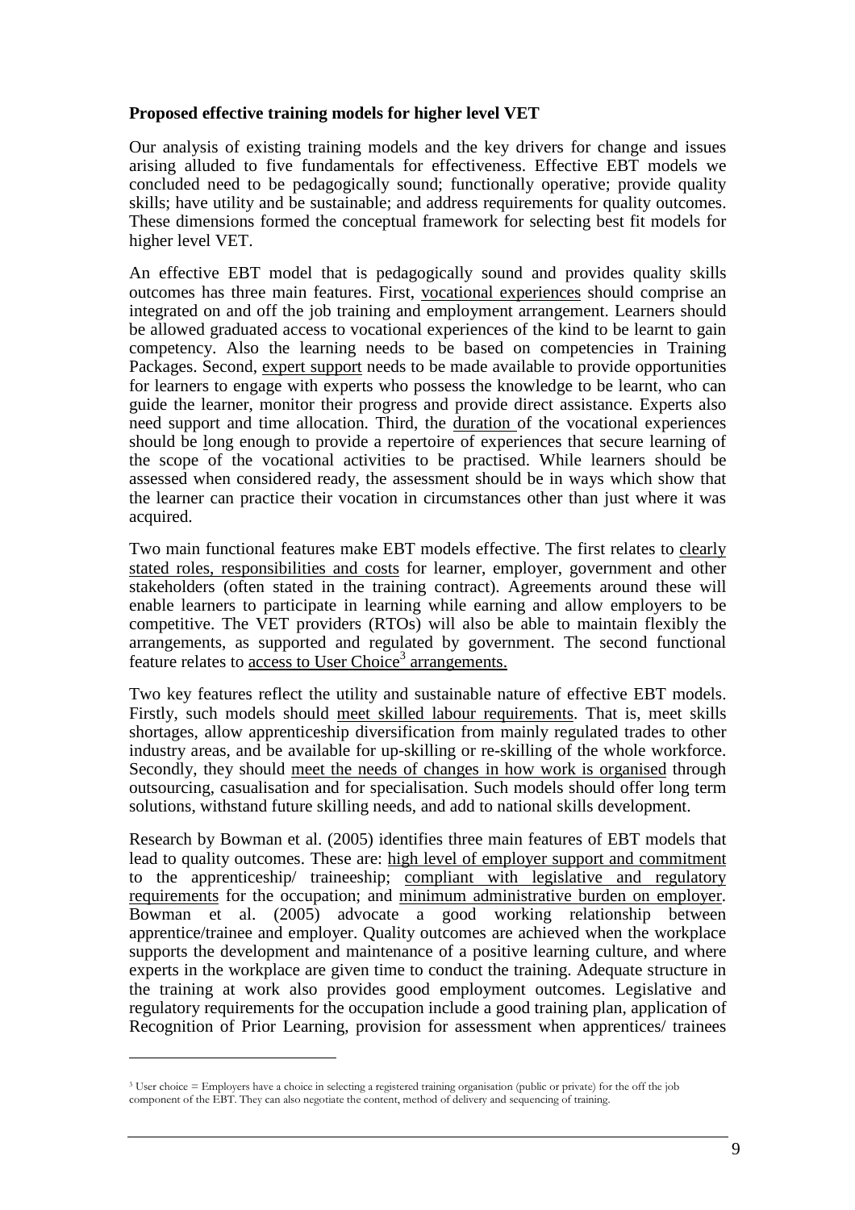**Proposed effective training models for higher level VET**

Our analysis of existing training models and the key drivers for change and issues arising alluded to five fundamentals for effectiveness. Effective EBT models we concluded need to be pedagogically sound; functionally operative; provide quality skills; have utility and be sustainable; and address requirements for quality outcomes. These dimensions formed the conceptual framework for selecting best fit models for higher level VET.

An effective EBT model that is pedagogically sound and provides quality skills outcomes has three main features. First, vocational experiences should comprise an integrated on and off the job training and employment arrangement. Learners should be allowed graduated access to vocational experiences of the kind to be learnt to gain competency. Also the learning needs to be based on competencies in Training Packages. Second, expert support needs to be made available to provide opportunities for learners to engage with experts who possess the knowledge to be learnt, who can guide the learner, monitor their progress and provide direct assistance. Experts also need support and time allocation. Third, the duration of the vocational experiences should be long enough to provide a repertoire of experiences that secure learning of the scope of the vocational activities to be practised. While learners should be assessed when considered ready, the assessment should be in ways which show that the learner can practice their vocation in circumstances other than just where it was acquired.

Two main functional features make EBT models effective. The first relates to clearly stated roles, responsibilities and costs for learner, employer, government and other stakeholders (often stated in the training contract). Agreements around these will enable learners to participate in learning while earning and allow employers to be competitive. The VET providers (RTOs) will also be able to maintain flexibly the arrangements, as supported and regulated by government. The second functional feature relates to access to User Choice[3] arrangements.

Two key features reflect the utility and sustainable nature of effective EBT models. Firstly, such models should meet skilled labour requirements. That is, meet skills shortages, allow apprenticeship diversification from mainly regulated trades to other industry areas, and be available for up-skilling or re-skilling of the whole workforce. Secondly, they should meet the needs of changes in how work is organised through outsourcing, casualisation and for specialisation. Such models should offer long term solutions, withstand future skilling needs, and add to national skills development.

Research by Bowman et al. (2005) identifies three main features of EBT models that lead to quality outcomes. These are: high level of employer support and commitment to the apprenticeship/ traineeship; compliant with legislative and regulatory requirements for the occupation; and minimum administrative burden on employer. Bowman et al. (2005) advocate a good working relationship between apprentice/trainee and employer. Quality outcomes are achieved when the workplace supports the development and maintenance of a positive learning culture, and where experts in the workplace are given time to conduct the training. Adequate structure in the training at work also provides good employment outcomes. Legislative and regulatory requirements for the occupation include a good training plan, application of Recognition of Prior Learning, provision for assessment when apprentices/ trainees

[3] User choice = Employers have a choice in selecting a registered training organisation (public or private) for the off the job component of the EBT. They can also negotiate the content, method of delivery and sequencing of training.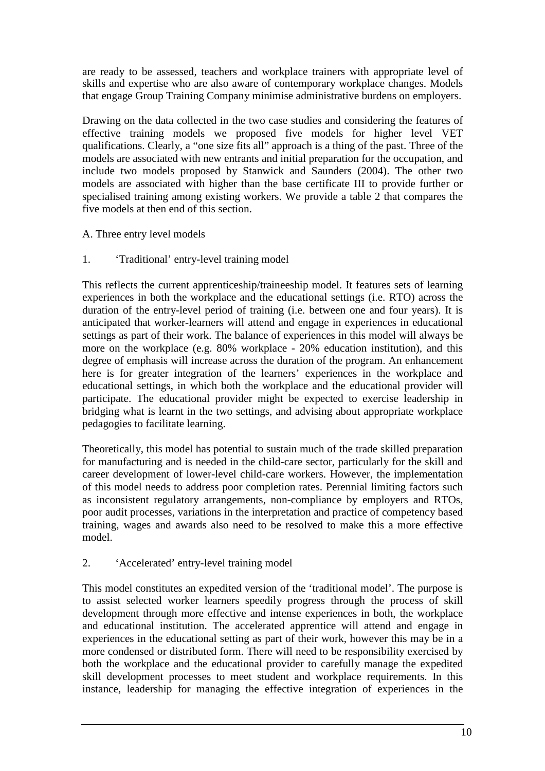are ready to be assessed, teachers and workplace trainers with appropriate level of skills and expertise who are also aware of contemporary workplace changes. Models that engage Group Training Company minimise administrative burdens on employers.

Drawing on the data collected in the two case studies and considering the features of effective training models we proposed five models for higher level VET qualifications. Clearly, a "one size fits all" approach is a thing of the past. Three of the models are associated with new entrants and initial preparation for the occupation, and include two models proposed by Stanwick and Saunders (2004). The other two models are associated with higher than the base certificate III to provide further or specialised training among existing workers. We provide a table 2 that compares the five models at then end of this section.

A. Three entry level models

1. 'Traditional' entry-level training model

This reflects the current apprenticeship/traineeship model. It features sets of learning experiences in both the workplace and the educational settings (i.e. RTO) across the duration of the entry-level period of training (i.e. between one and four years). It is anticipated that worker-learners will attend and engage in experiences in educational settings as part of their work. The balance of experiences in this model will always be more on the workplace (e.g. 80% workplace - 20% education institution), and this degree of emphasis will increase across the duration of the program. An enhancement here is for greater integration of the learners' experiences in the workplace and educational settings, in which both the workplace and the educational provider will participate. The educational provider might be expected to exercise leadership in bridging what is learnt in the two settings, and advising about appropriate workplace pedagogies to facilitate learning.

Theoretically, this model has potential to sustain much of the trade skilled preparation for manufacturing and is needed in the child-care sector, particularly for the skill and career development of lower-level child-care workers. However, the implementation of this model needs to address poor completion rates. Perennial limiting factors such as inconsistent regulatory arrangements, non-compliance by employers and RTOs, poor audit processes, variations in the interpretation and practice of competency based training, wages and awards also need to be resolved to make this a more effective model.

2. 'Accelerated' entry-level training model

This model constitutes an expedited version of the 'traditional model'. The purpose is to assist selected worker learners speedily progress through the process of skill development through more effective and intense experiences in both, the workplace and educational institution. The accelerated apprentice will attend and engage in experiences in the educational setting as part of their work, however this may be in a more condensed or distributed form. There will need to be responsibility exercised by both the workplace and the educational provider to carefully manage the expedited skill development processes to meet student and workplace requirements. In this instance, leadership for managing the effective integration of experiences in the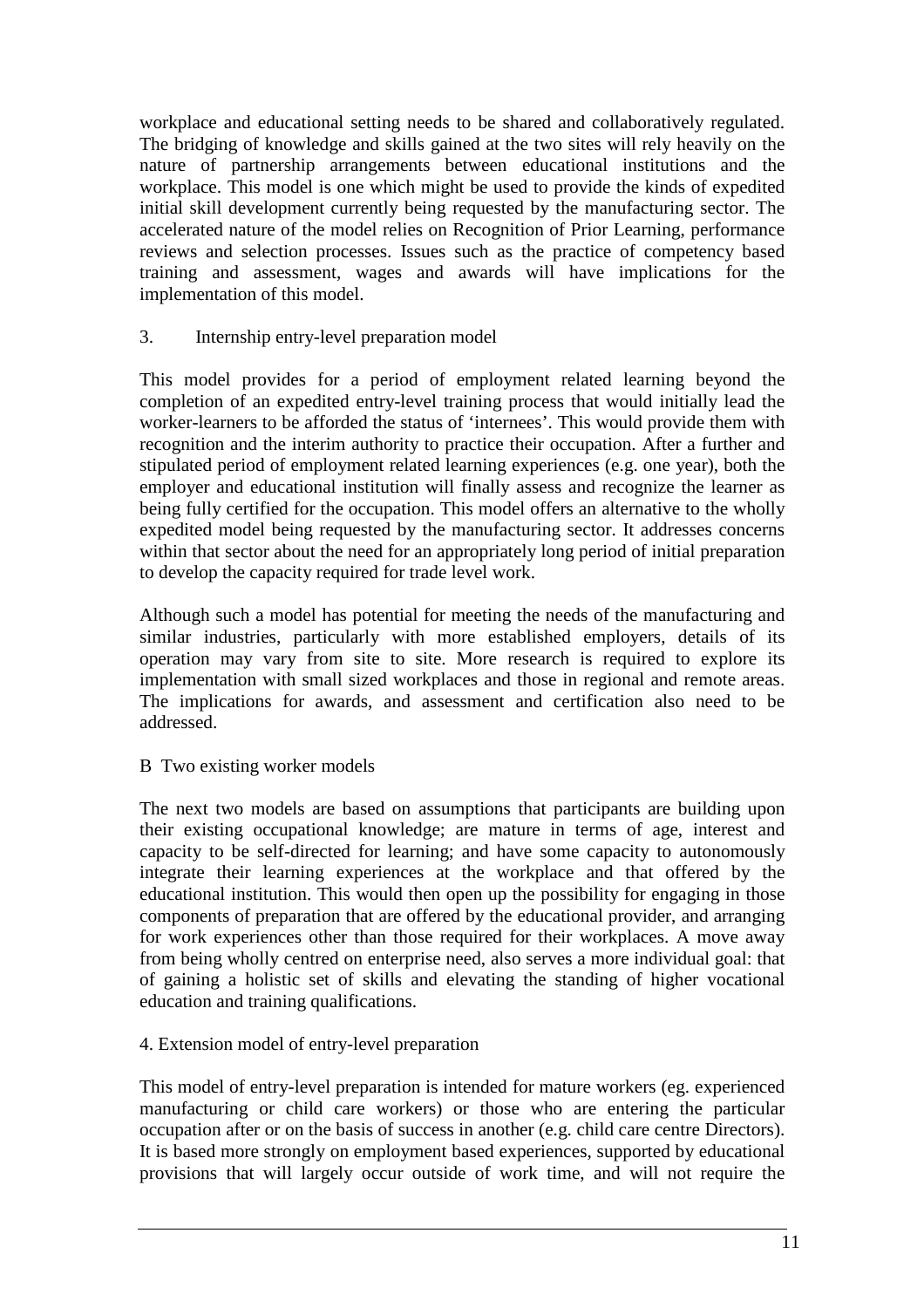workplace and educational setting needs to be shared and collaboratively regulated. The bridging of knowledge and skills gained at the two sites will rely heavily on the nature of partnership arrangements between educational institutions and the workplace. This model is one which might be used to provide the kinds of expedited initial skill development currently being requested by the manufacturing sector. The accelerated nature of the model relies on Recognition of Prior Learning, performance reviews and selection processes. Issues such as the practice of competency based training and assessment, wages and awards will have implications for the implementation of this model.

3. Internship entry-level preparation model

This model provides for a period of employment related learning beyond the completion of an expedited entry-level training process that would initially lead the worker-learners to be afforded the status of 'internees'. This would provide them with recognition and the interim authority to practice their occupation. After a further and stipulated period of employment related learning experiences (e.g. one year), both the employer and educational institution will finally assess and recognize the learner as being fully certified for the occupation. This model offers an alternative to the wholly expedited model being requested by the manufacturing sector. It addresses concerns within that sector about the need for an appropriately long period of initial preparation to develop the capacity required for trade level work.

Although such a model has potential for meeting the needs of the manufacturing and similar industries, particularly with more established employers, details of its operation may vary from site to site. More research is required to explore its implementation with small sized workplaces and those in regional and remote areas. The implications for awards, and assessment and certification also need to be addressed.

B Two existing worker models

The next two models are based on assumptions that participants are building upon their existing occupational knowledge; are mature in terms of age, interest and capacity to be self-directed for learning; and have some capacity to autonomously integrate their learning experiences at the workplace and that offered by the educational institution. This would then open up the possibility for engaging in those components of preparation that are offered by the educational provider, and arranging for work experiences other than those required for their workplaces. A move away from being wholly centred on enterprise need, also serves a more individual goal: that of gaining a holistic set of skills and elevating the standing of higher vocational education and training qualifications.

4. Extension model of entry-level preparation

This model of entry-level preparation is intended for mature workers (eg. experienced manufacturing or child care workers) or those who are entering the particular occupation after or on the basis of success in another (e.g. child care centre Directors). It is based more strongly on employment based experiences, supported by educational provisions that will largely occur outside of work time, and will not require the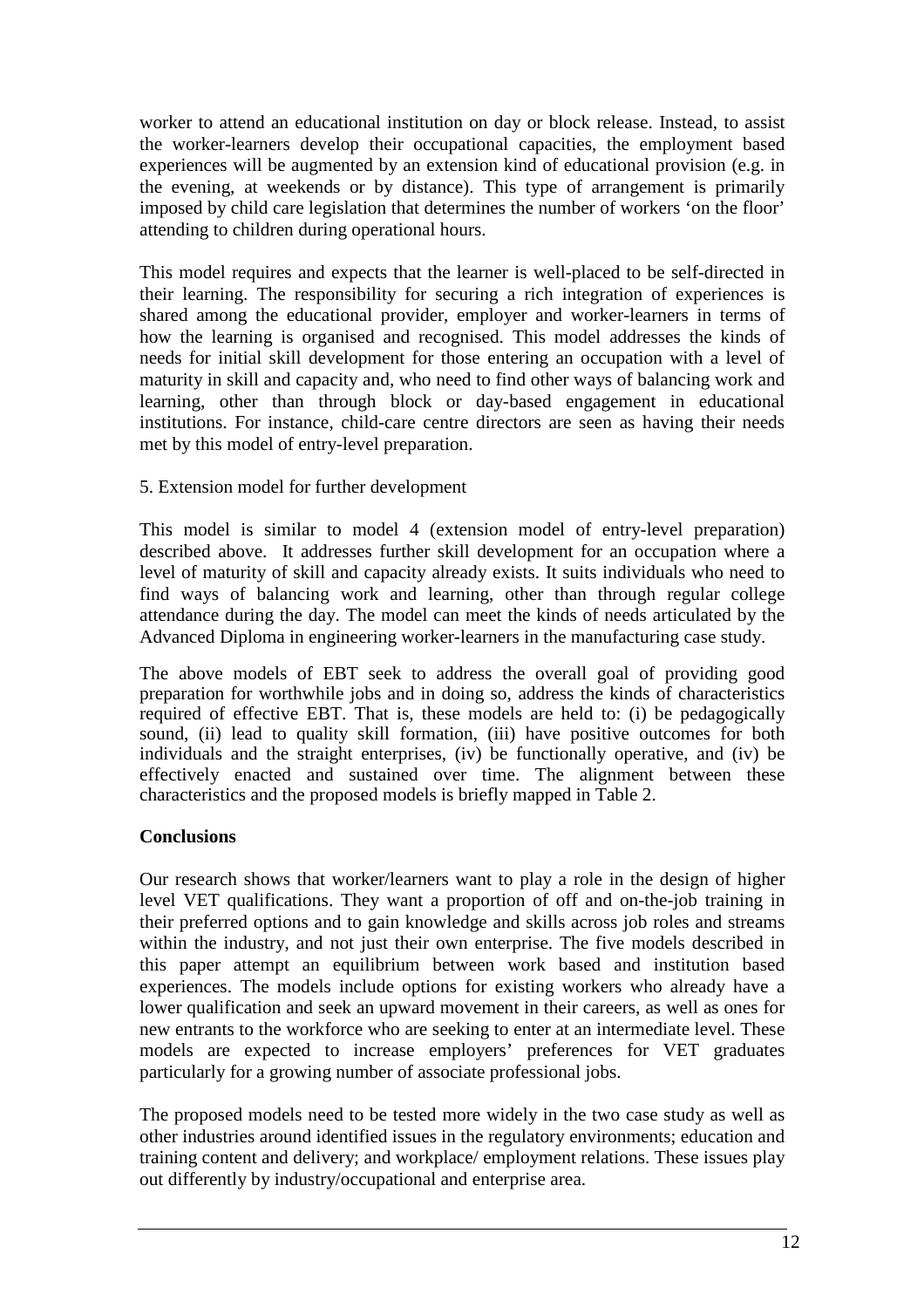worker to attend an educational institution on day or block release. Instead, to assist the worker-learners develop their occupational capacities, the employment based experiences will be augmented by an extension kind of educational provision (e.g. in the evening, at weekends or by distance). This type of arrangement is primarily imposed by child care legislation that determines the number of workers 'on the floor' attending to children during operational hours.

This model requires and expects that the learner is well-placed to be self-directed in their learning. The responsibility for securing a rich integration of experiences is shared among the educational provider, employer and worker-learners in terms of how the learning is organised and recognised. This model addresses the kinds of needs for initial skill development for those entering an occupation with a level of maturity in skill and capacity and, who need to find other ways of balancing work and learning, other than through block or day-based engagement in educational institutions. For instance, child-care centre directors are seen as having their needs met by this model of entry-level preparation.

5. Extension model for further development

This model is similar to model 4 (extension model of entry-level preparation) described above. It addresses further skill development for an occupation where a level of maturity of skill and capacity already exists. It suits individuals who need to find ways of balancing work and learning, other than through regular college attendance during the day. The model can meet the kinds of needs articulated by the Advanced Diploma in engineering worker-learners in the manufacturing case study.

The above models of EBT seek to address the overall goal of providing good preparation for worthwhile jobs and in doing so, address the kinds of characteristics required of effective EBT. That is, these models are held to: (i) be pedagogically sound, (ii) lead to quality skill formation, (iii) have positive outcomes for both individuals and the straight enterprises, (iv) be functionally operative, and (iv) be effectively enacted and sustained over time. The alignment between these characteristics and the proposed models is briefly mapped in Table 2.

**Conclusions**

Our research shows that worker/learners want to play a role in the design of higher level VET qualifications. They want a proportion of off and on-the-job training in their preferred options and to gain knowledge and skills across job roles and streams within the industry, and not just their own enterprise. The five models described in this paper attempt an equilibrium between work based and institution based experiences. The models include options for existing workers who already have a lower qualification and seek an upward movement in their careers, as well as ones for new entrants to the workforce who are seeking to enter at an intermediate level. These models are expected to increase employers' preferences for VET graduates particularly for a growing number of associate professional jobs.

The proposed models need to be tested more widely in the two case study as well as other industries around identified issues in the regulatory environments; education and training content and delivery; and workplace/ employment relations. These issues play out differently by industry/occupational and enterprise area.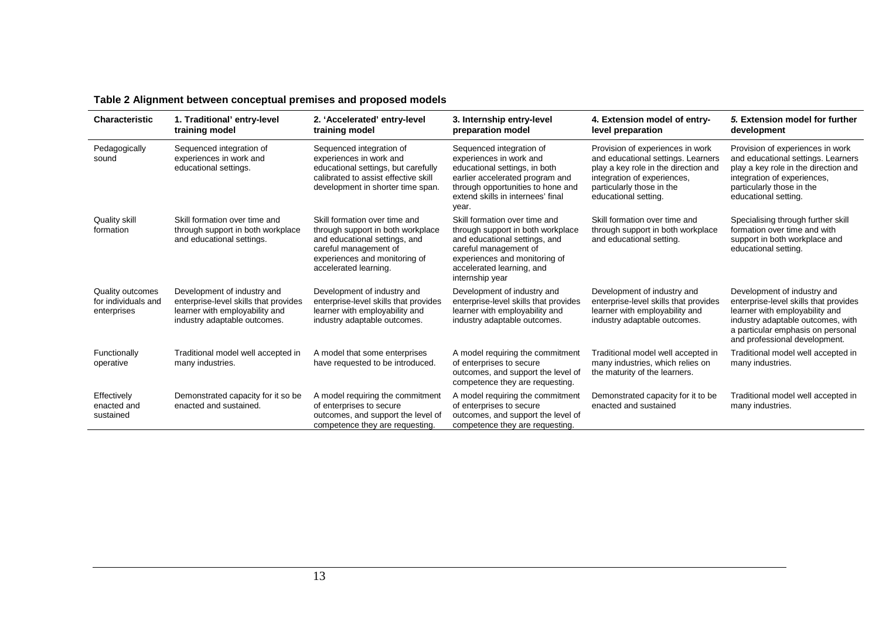**Table 2 Alignment between conceptual premises and proposed models**

| Characteristic | 1. Traditional' entry-level training model | 2. 'Accelerated' entry-level training model | 3. Internship entry-level preparation model | 4. Extension model of entry-level preparation | *5.* Extension model for further development |
|---|---|---|---|---|---|
| Pedagogically sound | Sequenced integration of experiences in work and educational settings. | Sequenced integration of experiences in work and educational settings, but carefully calibrated to assist effective skill development in shorter time span. | Sequenced integration of experiences in work and educational settings, in both earlier accelerated program and through opportunities to hone and extend skills in internees' final year. | Provision of experiences in work and educational settings. Learners play a key role in the direction and integration of experiences, particularly those in the educational setting. | Provision of experiences in work and educational settings. Learners play a key role in the direction and integration of experiences, particularly those in the educational setting. |
| Quality skill formation | Skill formation over time and through support in both workplace and educational settings. | Skill formation over time and through support in both workplace and educational settings, and careful management of experiences and monitoring of accelerated learning. | Skill formation over time and through support in both workplace and educational settings, and careful management of experiences and monitoring of accelerated learning, and internship year | Skill formation over time and through support in both workplace and educational setting. | Specialising through further skill formation over time and with support in both workplace and educational setting. |
| Quality outcomes for individuals and enterprises | Development of industry and enterprise-level skills that provides learner with employability and industry adaptable outcomes. | Development of industry and enterprise-level skills that provides learner with employability and industry adaptable outcomes. | Development of industry and enterprise-level skills that provides learner with employability and industry adaptable outcomes. | Development of industry and enterprise-level skills that provides learner with employability and industry adaptable outcomes. | Development of industry and enterprise-level skills that provides learner with employability and industry adaptable outcomes, with a particular emphasis on personal and professional development. |
| Functionally operative | Traditional model well accepted in many industries. | A model that some enterprises have requested to be introduced. | A model requiring the commitment of enterprises to secure outcomes, and support the level of competence they are requesting. | Traditional model well accepted in many industries, which relies on the maturity of the learners. | Traditional model well accepted in many industries. |
| Effectively enacted and sustained | Demonstrated capacity for it so be enacted and sustained. | A model requiring the commitment of enterprises to secure outcomes, and support the level of competence they are requesting. | A model requiring the commitment of enterprises to secure outcomes, and support the level of competence they are requesting. | Demonstrated capacity for it to be enacted and sustained | Traditional model well accepted in many industries. |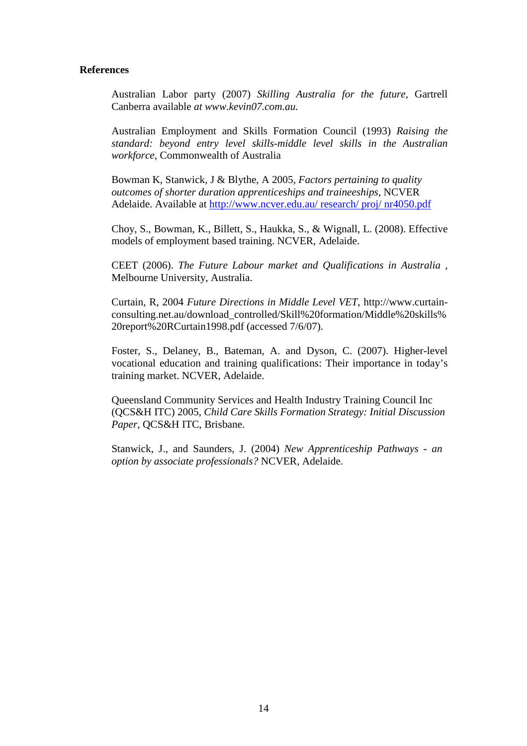**References**

Australian Labor party (2007) *Skilling Australia for the future*, Gartrell Canberra available *at www.kevin07.com.au.*

Australian Employment and Skills Formation Council (1993) *Raising the standard: beyond entry level skills-middle level skills in the Australian workforce*, Commonwealth of Australia

Bowman K, Stanwick, J & Blythe, A 2005, *Factors pertaining to quality outcomes of shorter duration apprenticeships and traineeships*, NCVER Adelaide. Available at http://www.ncver.edu.au/ research/ proj/ nr4050.pdf

Choy, S., Bowman, K., Billett, S., Haukka, S., & Wignall, L. (2008). Effective models of employment based training. NCVER, Adelaide.

CEET (2006). *The Future Labour market and Qualifications in Australia* , Melbourne University, Australia.

Curtain, R, 2004 *Future Directions in Middle Level VET*, http://www.curtain-consulting.net.au/download_controlled/Skill%20formation/Middle%20skills%20report%20RCurtain1998.pdf (accessed 7/6/07).

Foster, S., Delaney, B., Bateman, A. and Dyson, C. (2007). Higher-level vocational education and training qualifications: Their importance in today's training market. NCVER, Adelaide.

Queensland Community Services and Health Industry Training Council Inc (QCS&H ITC) 2005, *Child Care Skills Formation Strategy: Initial Discussion Paper*, QCS&H ITC, Brisbane.

Stanwick, J., and Saunders, J. (2004) *New Apprenticeship Pathways - an option by associate professionals?* NCVER, Adelaide.